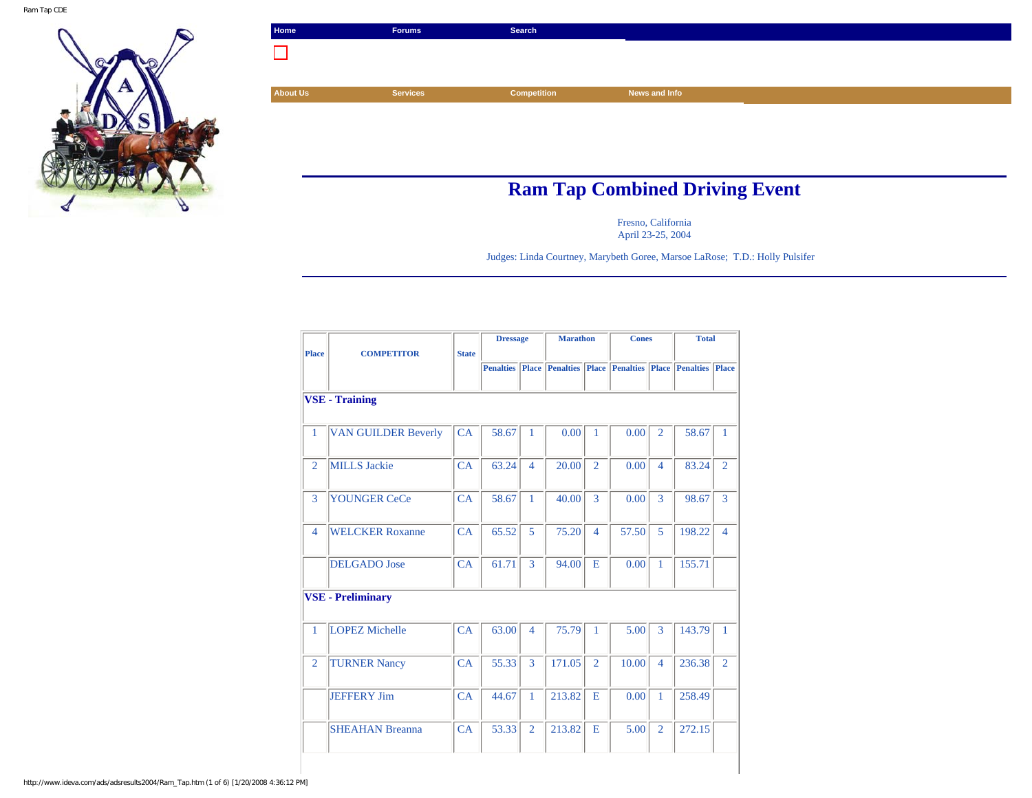Home | Forums | Search

About Us | Services | Competition | News and Info

# Ram Tap Combined Driving Event

Fresno, California
April 23-25, 2004

Judges: Linda Courtney, Marybeth Goree, Marsoe LaRose; T.D.: Holly Pulsifer

| Place | COMPETITOR | State | Dressage | | Marathon | | Cones | | Total | |
|---|---|---|---|---|---|---|---|---|---|---|
| | | | Penalties | Place | Penalties | Place | Penalties | Place | Penalties | Place |
| **VSE - Training** | | | | | | | | | | |
| 1 | VAN GUILDER Beverly | CA | 58.67 | 1 | 0.00 | 1 | 0.00 | 2 | 58.67 | 1 |
| 2 | MILLS Jackie | CA | 63.24 | 4 | 20.00 | 2 | 0.00 | 4 | 83.24 | 2 |
| 3 | YOUNGER CeCe | CA | 58.67 | 1 | 40.00 | 3 | 0.00 | 3 | 98.67 | 3 |
| 4 | WELCKER Roxanne | CA | 65.52 | 5 | 75.20 | 4 | 57.50 | 5 | 198.22 | 4 |
| | DELGADO Jose | CA | 61.71 | 3 | 94.00 | E | 0.00 | 1 | 155.71 | |
| **VSE - Preliminary** | | | | | | | | | | |
| 1 | LOPEZ Michelle | CA | 63.00 | 4 | 75.79 | 1 | 5.00 | 3 | 143.79 | 1 |
| 2 | TURNER Nancy | CA | 55.33 | 3 | 171.05 | 2 | 10.00 | 4 | 236.38 | 2 |
| | JEFFERY Jim | CA | 44.67 | 1 | 213.82 | E | 0.00 | 1 | 258.49 | |
| | SHEAHAN Breanna | CA | 53.33 | 2 | 213.82 | E | 5.00 | 2 | 272.15 | |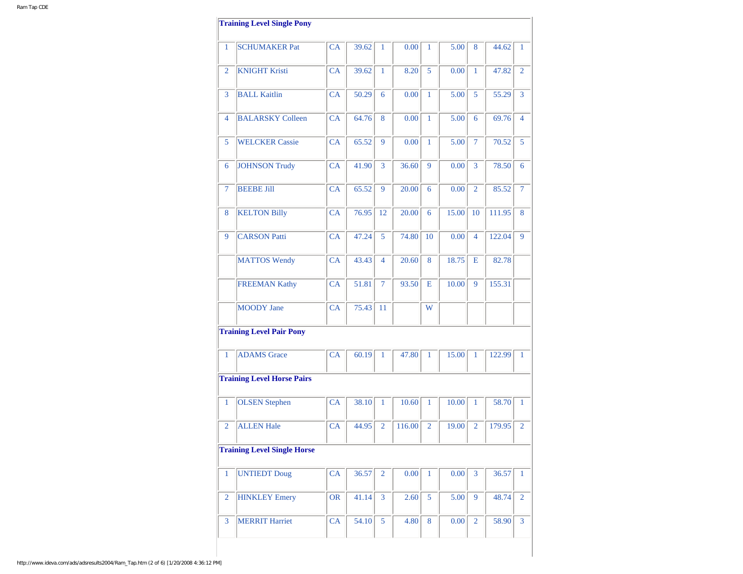### Training Level Single Pony

| | | | | | | | | | | |
|---|---|---|---|---|---|---|---|---|---|---|
| 1 | SCHUMAKER Pat | CA | 39.62 | 1 | 0.00 | 1 | 5.00 | 8 | 44.62 | 1 |
| 2 | KNIGHT Kristi | CA | 39.62 | 1 | 8.20 | 5 | 0.00 | 1 | 47.82 | 2 |
| 3 | BALL Kaitlin | CA | 50.29 | 6 | 0.00 | 1 | 5.00 | 5 | 55.29 | 3 |
| 4 | BALARSKY Colleen | CA | 64.76 | 8 | 0.00 | 1 | 5.00 | 6 | 69.76 | 4 |
| 5 | WELCKER Cassie | CA | 65.52 | 9 | 0.00 | 1 | 5.00 | 7 | 70.52 | 5 |
| 6 | JOHNSON Trudy | CA | 41.90 | 3 | 36.60 | 9 | 0.00 | 3 | 78.50 | 6 |
| 7 | BEEBE Jill | CA | 65.52 | 9 | 20.00 | 6 | 0.00 | 2 | 85.52 | 7 |
| 8 | KELTON Billy | CA | 76.95 | 12 | 20.00 | 6 | 15.00 | 10 | 111.95 | 8 |
| 9 | CARSON Patti | CA | 47.24 | 5 | 74.80 | 10 | 0.00 | 4 | 122.04 | 9 |
| | MATTOS Wendy | CA | 43.43 | 4 | 20.60 | 8 | 18.75 | E | 82.78 | |
| | FREEMAN Kathy | CA | 51.81 | 7 | 93.50 | E | 10.00 | 9 | 155.31 | |
| | MOODY Jane | CA | 75.43 | 11 | | W | | | | |

### Training Level Pair Pony

| | | | | | | | | | | |
|---|---|---|---|---|---|---|---|---|---|---|
| 1 | ADAMS Grace | CA | 60.19 | 1 | 47.80 | 1 | 15.00 | 1 | 122.99 | 1 |

### Training Level Horse Pairs

| | | | | | | | | | | |
|---|---|---|---|---|---|---|---|---|---|---|
| 1 | OLSEN Stephen | CA | 38.10 | 1 | 10.60 | 1 | 10.00 | 1 | 58.70 | 1 |
| 2 | ALLEN Hale | CA | 44.95 | 2 | 116.00 | 2 | 19.00 | 2 | 179.95 | 2 |

### Training Level Single Horse

| | | | | | | | | | | |
|---|---|---|---|---|---|---|---|---|---|---|
| 1 | UNTIEDT Doug | CA | 36.57 | 2 | 0.00 | 1 | 0.00 | 3 | 36.57 | 1 |
| 2 | HINKLEY Emery | OR | 41.14 | 3 | 2.60 | 5 | 5.00 | 9 | 48.74 | 2 |
| 3 | MERRIT Harriet | CA | 54.10 | 5 | 4.80 | 8 | 0.00 | 2 | 58.90 | 3 |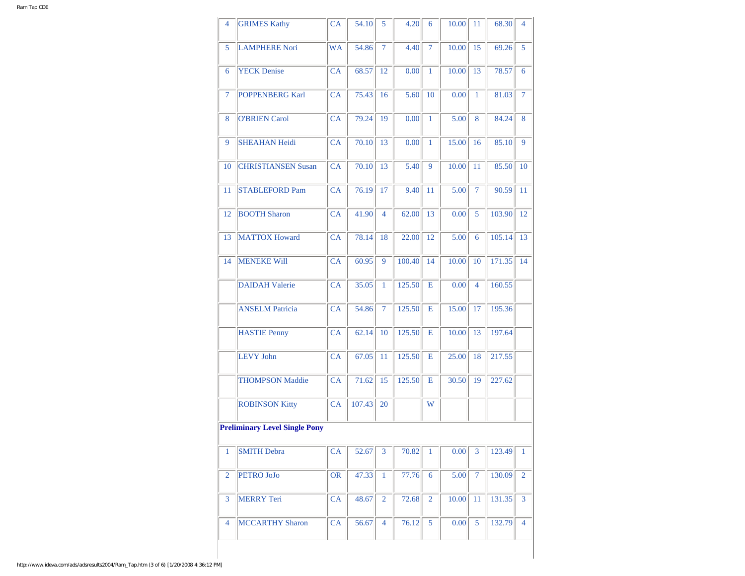| | | | | | | | | | | |
|---|---|---|---|---|---|---|---|---|---|---|
| 4 | GRIMES Kathy | CA | 54.10 | 5 | 4.20 | 6 | 10.00 | 11 | 68.30 | 4 |
| 5 | LAMPHERE Nori | WA | 54.86 | 7 | 4.40 | 7 | 10.00 | 15 | 69.26 | 5 |
| 6 | YECK Denise | CA | 68.57 | 12 | 0.00 | 1 | 10.00 | 13 | 78.57 | 6 |
| 7 | POPPENBERG Karl | CA | 75.43 | 16 | 5.60 | 10 | 0.00 | 1 | 81.03 | 7 |
| 8 | O'BRIEN Carol | CA | 79.24 | 19 | 0.00 | 1 | 5.00 | 8 | 84.24 | 8 |
| 9 | SHEAHAN Heidi | CA | 70.10 | 13 | 0.00 | 1 | 15.00 | 16 | 85.10 | 9 |
| 10 | CHRISTIANSEN Susan | CA | 70.10 | 13 | 5.40 | 9 | 10.00 | 11 | 85.50 | 10 |
| 11 | STABLEFORD Pam | CA | 76.19 | 17 | 9.40 | 11 | 5.00 | 7 | 90.59 | 11 |
| 12 | BOOTH Sharon | CA | 41.90 | 4 | 62.00 | 13 | 0.00 | 5 | 103.90 | 12 |
| 13 | MATTOX Howard | CA | 78.14 | 18 | 22.00 | 12 | 5.00 | 6 | 105.14 | 13 |
| 14 | MENEKE Will | CA | 60.95 | 9 | 100.40 | 14 | 10.00 | 10 | 171.35 | 14 |
| | DAIDAH Valerie | CA | 35.05 | 1 | 125.50 | E | 0.00 | 4 | 160.55 | |
| | ANSELM Patricia | CA | 54.86 | 7 | 125.50 | E | 15.00 | 17 | 195.36 | |
| | HASTIE Penny | CA | 62.14 | 10 | 125.50 | E | 10.00 | 13 | 197.64 | |
| | LEVY John | CA | 67.05 | 11 | 125.50 | E | 25.00 | 18 | 217.55 | |
| | THOMPSON Maddie | CA | 71.62 | 15 | 125.50 | E | 30.50 | 19 | 227.62 | |
| | ROBINSON Kitty | CA | 107.43 | 20 | | W | | | | |
| **Preliminary Level Single Pony** | | | | | | | | | | |
| 1 | SMITH Debra | CA | 52.67 | 3 | 70.82 | 1 | 0.00 | 3 | 123.49 | 1 |
| 2 | PETRO JoJo | OR | 47.33 | 1 | 77.76 | 6 | 5.00 | 7 | 130.09 | 2 |
| 3 | MERRY Teri | CA | 48.67 | 2 | 72.68 | 2 | 10.00 | 11 | 131.35 | 3 |
| 4 | MCCARTHY Sharon | CA | 56.67 | 4 | 76.12 | 5 | 0.00 | 5 | 132.79 | 4 |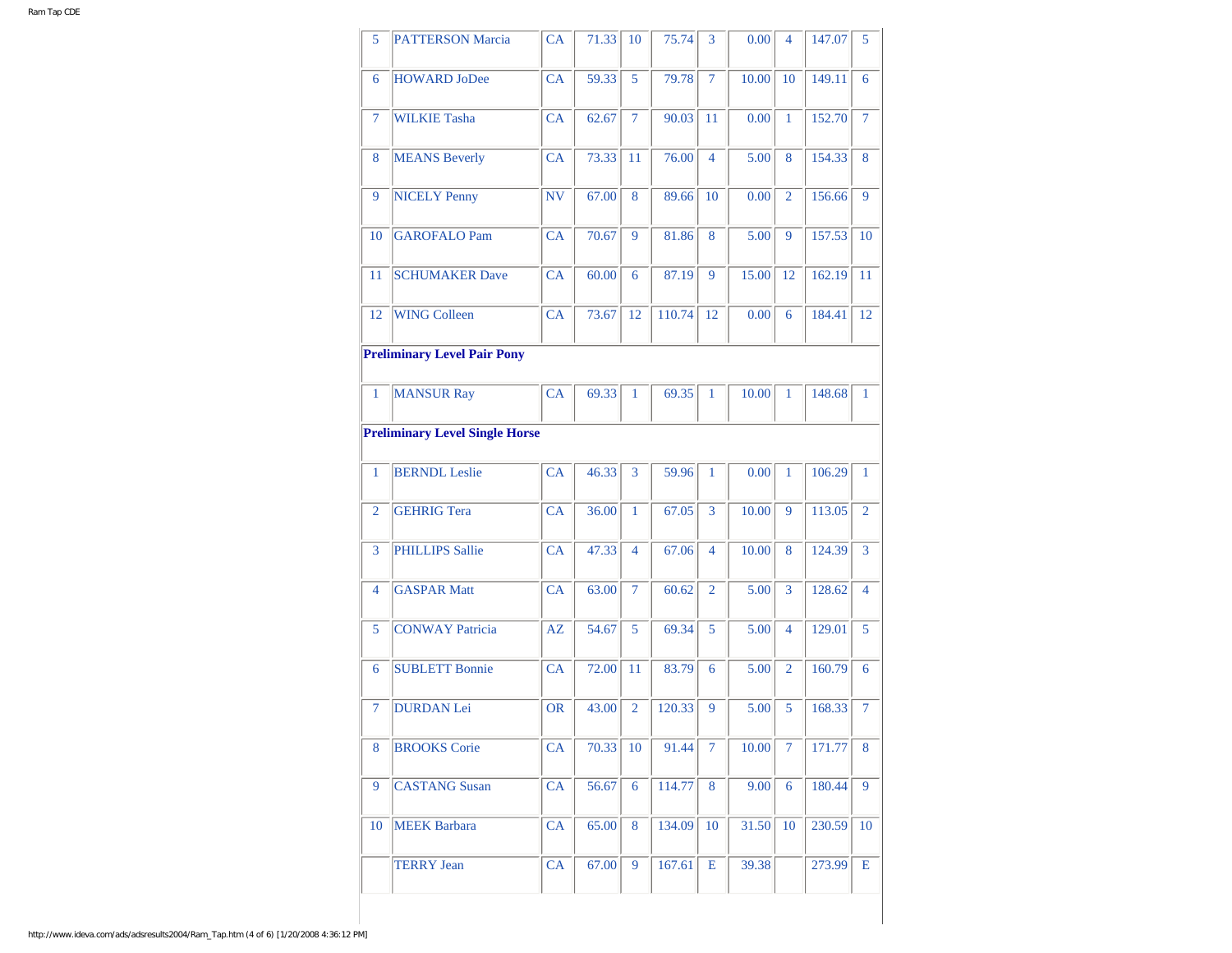| | | | | | | | | | | |
|---|---|---|---|---|---|---|---|---|---|---|
| 5 | PATTERSON Marcia | CA | 71.33 | 10 | 75.74 | 3 | 0.00 | 4 | 147.07 | 5 |
| 6 | HOWARD JoDee | CA | 59.33 | 5 | 79.78 | 7 | 10.00 | 10 | 149.11 | 6 |
| 7 | WILKIE Tasha | CA | 62.67 | 7 | 90.03 | 11 | 0.00 | 1 | 152.70 | 7 |
| 8 | MEANS Beverly | CA | 73.33 | 11 | 76.00 | 4 | 5.00 | 8 | 154.33 | 8 |
| 9 | NICELY Penny | NV | 67.00 | 8 | 89.66 | 10 | 0.00 | 2 | 156.66 | 9 |
| 10 | GAROFALO Pam | CA | 70.67 | 9 | 81.86 | 8 | 5.00 | 9 | 157.53 | 10 |
| 11 | SCHUMAKER Dave | CA | 60.00 | 6 | 87.19 | 9 | 15.00 | 12 | 162.19 | 11 |
| 12 | WING Colleen | CA | 73.67 | 12 | 110.74 | 12 | 0.00 | 6 | 184.41 | 12 |
| **Preliminary Level Pair Pony** | | | | | | | | | | |
| 1 | MANSUR Ray | CA | 69.33 | 1 | 69.35 | 1 | 10.00 | 1 | 148.68 | 1 |
| **Preliminary Level Single Horse** | | | | | | | | | | |
| 1 | BERNDL Leslie | CA | 46.33 | 3 | 59.96 | 1 | 0.00 | 1 | 106.29 | 1 |
| 2 | GEHRIG Tera | CA | 36.00 | 1 | 67.05 | 3 | 10.00 | 9 | 113.05 | 2 |
| 3 | PHILLIPS Sallie | CA | 47.33 | 4 | 67.06 | 4 | 10.00 | 8 | 124.39 | 3 |
| 4 | GASPAR Matt | CA | 63.00 | 7 | 60.62 | 2 | 5.00 | 3 | 128.62 | 4 |
| 5 | CONWAY Patricia | AZ | 54.67 | 5 | 69.34 | 5 | 5.00 | 4 | 129.01 | 5 |
| 6 | SUBLETT Bonnie | CA | 72.00 | 11 | 83.79 | 6 | 5.00 | 2 | 160.79 | 6 |
| 7 | DURDAN Lei | OR | 43.00 | 2 | 120.33 | 9 | 5.00 | 5 | 168.33 | 7 |
| 8 | BROOKS Corie | CA | 70.33 | 10 | 91.44 | 7 | 10.00 | 7 | 171.77 | 8 |
| 9 | CASTANG Susan | CA | 56.67 | 6 | 114.77 | 8 | 9.00 | 6 | 180.44 | 9 |
| 10 | MEEK Barbara | CA | 65.00 | 8 | 134.09 | 10 | 31.50 | 10 | 230.59 | 10 |
| | TERRY Jean | CA | 67.00 | 9 | 167.61 | E | 39.38 | | 273.99 | E |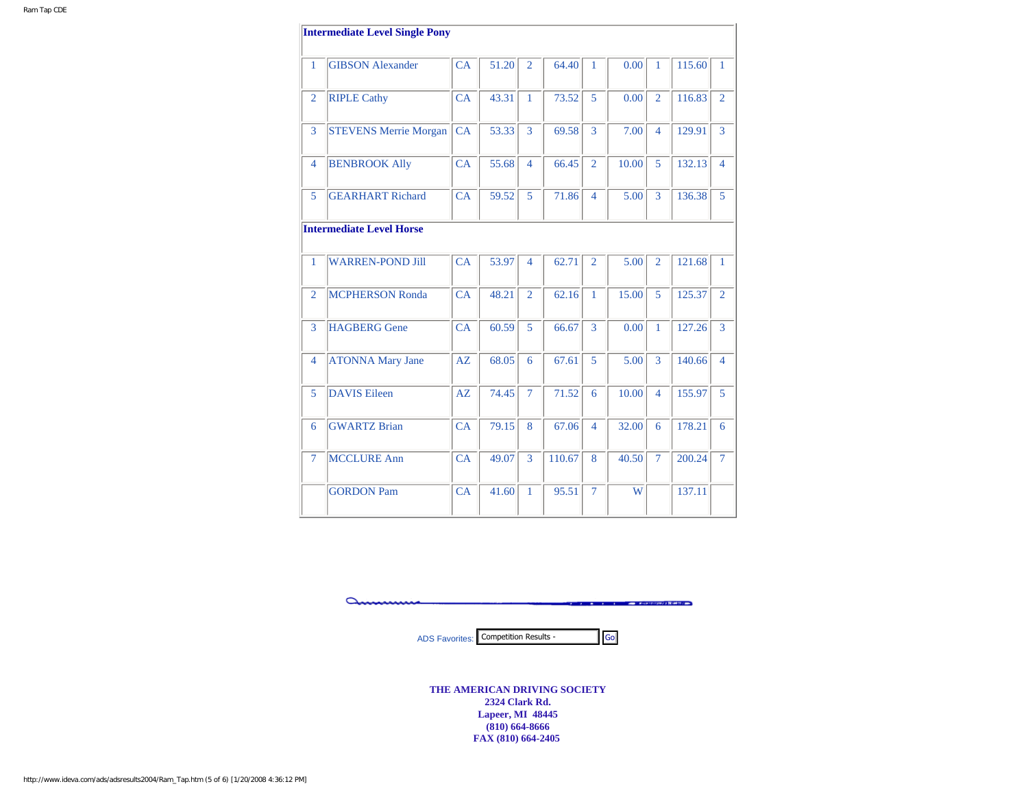| Intermediate Level Single Pony | | | | | | | | | | |
|---|---|---|---|---|---|---|---|---|---|---|
| 1 | GIBSON Alexander | CA | 51.20 | 2 | 64.40 | 1 | 0.00 | 1 | 115.60 | 1 |
| 2 | RIPLE Cathy | CA | 43.31 | 1 | 73.52 | 5 | 0.00 | 2 | 116.83 | 2 |
| 3 | STEVENS Merrie Morgan | CA | 53.33 | 3 | 69.58 | 3 | 7.00 | 4 | 129.91 | 3 |
| 4 | BENBROOK Ally | CA | 55.68 | 4 | 66.45 | 2 | 10.00 | 5 | 132.13 | 4 |
| 5 | GEARHART Richard | CA | 59.52 | 5 | 71.86 | 4 | 5.00 | 3 | 136.38 | 5 |
| **Intermediate Level Horse** | | | | | | | | | | |
| 1 | WARREN-POND Jill | CA | 53.97 | 4 | 62.71 | 2 | 5.00 | 2 | 121.68 | 1 |
| 2 | MCPHERSON Ronda | CA | 48.21 | 2 | 62.16 | 1 | 15.00 | 5 | 125.37 | 2 |
| 3 | HAGBERG Gene | CA | 60.59 | 5 | 66.67 | 3 | 0.00 | 1 | 127.26 | 3 |
| 4 | ATONNA Mary Jane | AZ | 68.05 | 6 | 67.61 | 5 | 5.00 | 3 | 140.66 | 4 |
| 5 | DAVIS Eileen | AZ | 74.45 | 7 | 71.52 | 6 | 10.00 | 4 | 155.97 | 5 |
| 6 | GWARTZ Brian | CA | 79.15 | 8 | 67.06 | 4 | 32.00 | 6 | 178.21 | 6 |
| 7 | MCCLURE Ann | CA | 49.07 | 3 | 110.67 | 8 | 40.50 | 7 | 200.24 | 7 |
| | GORDON Pam | CA | 41.60 | 1 | 95.51 | 7 | W | | 137.11 | |

ADS Favorites: Competition Results - Go

**THE AMERICAN DRIVING SOCIETY**
**2324 Clark Rd.**
**Lapeer, MI 48445**
**(810) 664-8666**
**FAX (810) 664-2405**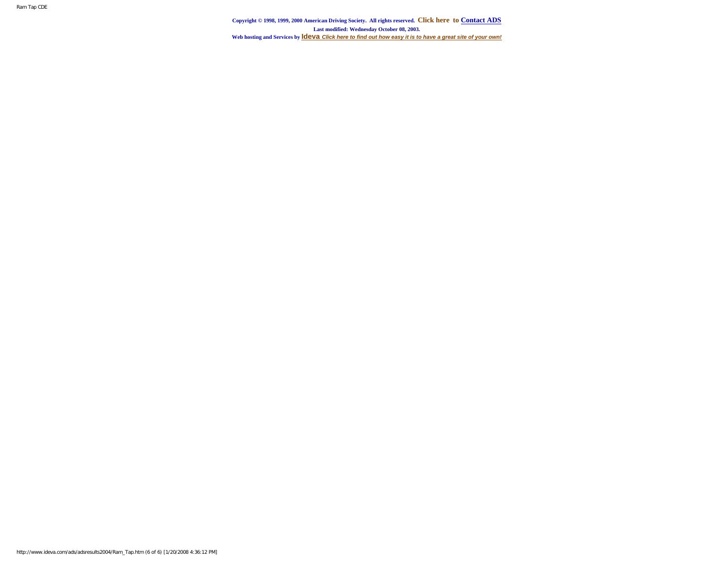**Copyright © 1998, 1999, 2000 American Driving Society. All rights reserved. Click here to Contact ADS**

**Last modified: Wednesday October 08, 2003.**

**Web hosting and Services by Ideva *Click here to find out how easy it is to have a great site of your own!***